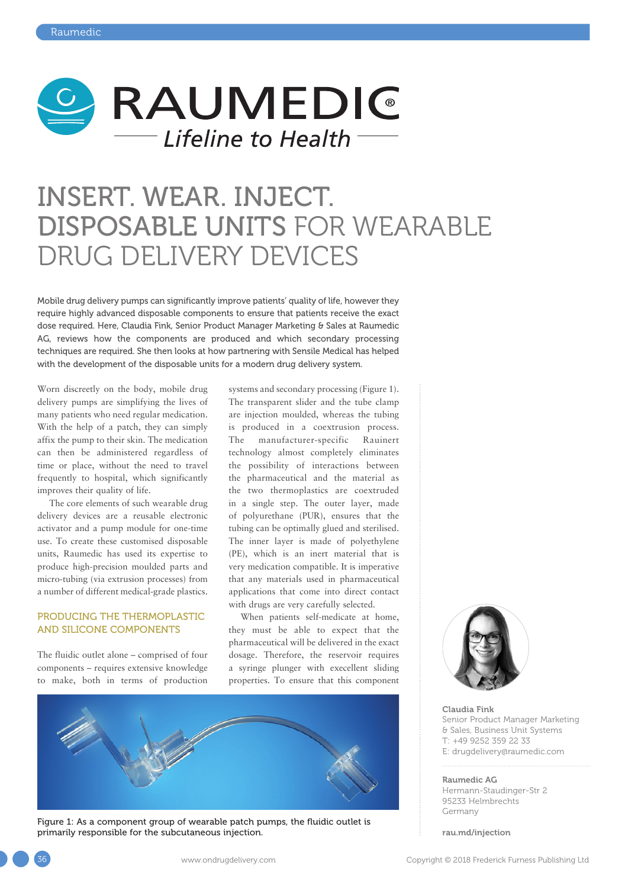# INSERT. WEAR. INJECT. DISPOSABLE UNITS FOR WEARABLE DRUG DELIVERY DEVICES

Mobile drug delivery pumps can significantly improve patients' quality of life, however they require highly advanced disposable components to ensure that patients receive the exact dose required. Here, Claudia Fink, Senior Product Manager Marketing & Sales at Raumedic AG, reviews how the components are produced and which secondary processing techniques are required. She then looks at how partnering with Sensile Medical has helped with the development of the disposable units for a modern drug delivery system.

Worn discreetly on the body, mobile drug delivery pumps are simplifying the lives of many patients who need regular medication. With the help of a patch, they can simply affix the pump to their skin. The medication can then be administered regardless of time or place, without the need to travel frequently to hospital, which significantly improves their quality of life.

The core elements of such wearable drug delivery devices are a reusable electronic activator and a pump module for one-time use. To create these customised disposable units, Raumedic has used its expertise to produce high-precision moulded parts and micro-tubing (via extrusion processes) from a number of different medical-grade plastics.

## PRODUCING THE THERMOPLASTIC AND SILICONE COMPONENTS

The fluidic outlet alone – comprised of four components – requires extensive knowledge to make, both in terms of production systems and secondary processing (Figure 1). The transparent slider and the tube clamp are injection moulded, whereas the tubing is produced in a coextrusion process. The manufacturer-specific Rauinert technology almost completely eliminates the possibility of interactions between the pharmaceutical and the material as the two thermoplastics are coextruded in a single step. The outer layer, made of polyurethane (PUR), ensures that the tubing can be optimally glued and sterilised. The inner layer is made of polyethylene (PE), which is an inert material that is very medication compatible. It is imperative that any materials used in pharmaceutical applications that come into direct contact with drugs are very carefully selected.

When patients self-medicate at home, they must be able to expect that the pharmaceutical will be delivered in the exact dosage. Therefore, the reservoir requires a syringe plunger with execellent sliding properties. To ensure that this component

Figure 1: As a component group of wearable patch pumps, the fluidic outlet is primarily responsible for the subcutaneous injection.

**Claudia Fink**
Senior Product Manager Marketing & Sales, Business Unit Systems
T: +49 9252 359 22 33
E: drugdelivery@raumedic.com

**Raumedic AG**
Hermann-Staudinger-Str 2
95233 Helmbrechts
Germany

**rau.md/injection**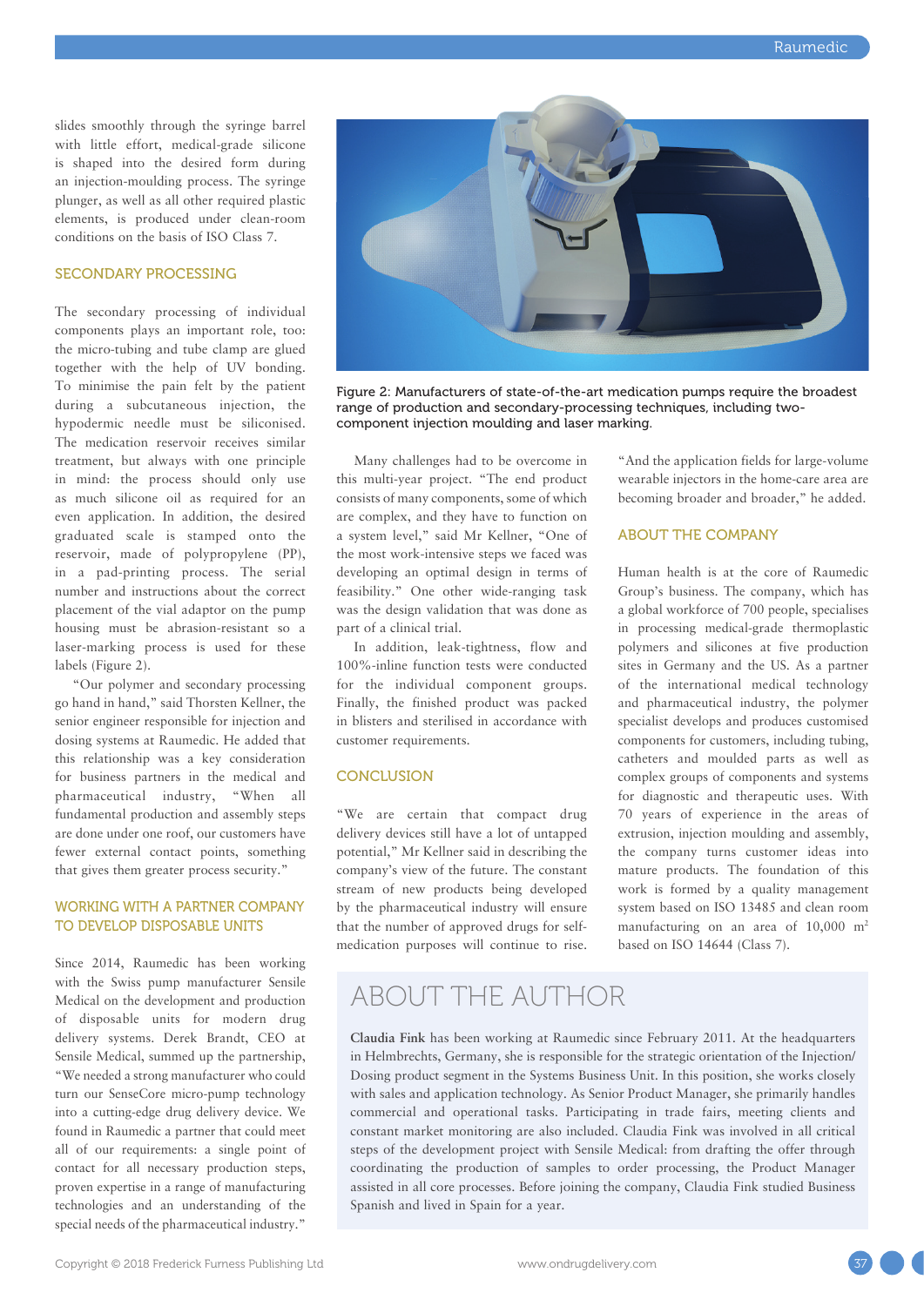slides smoothly through the syringe barrel with little effort, medical-grade silicone is shaped into the desired form during an injection-moulding process. The syringe plunger, as well as all other required plastic elements, is produced under clean-room conditions on the basis of ISO Class 7.

## SECONDARY PROCESSING

The secondary processing of individual components plays an important role, too: the micro-tubing and tube clamp are glued together with the help of UV bonding. To minimise the pain felt by the patient during a subcutaneous injection, the hypodermic needle must be siliconised. The medication reservoir receives similar treatment, but always with one principle in mind: the process should only use as much silicone oil as required for an even application. In addition, the desired graduated scale is stamped onto the reservoir, made of polypropylene (PP), in a pad-printing process. The serial number and instructions about the correct placement of the vial adaptor on the pump housing must be abrasion-resistant so a laser-marking process is used for these labels (Figure 2).

"Our polymer and secondary processing go hand in hand," said Thorsten Kellner, the senior engineer responsible for injection and dosing systems at Raumedic. He added that this relationship was a key consideration for business partners in the medical and pharmaceutical industry, "When all fundamental production and assembly steps are done under one roof, our customers have fewer external contact points, something that gives them greater process security."

## WORKING WITH A PARTNER COMPANY TO DEVELOP DISPOSABLE UNITS

Since 2014, Raumedic has been working with the Swiss pump manufacturer Sensile Medical on the development and production of disposable units for modern drug delivery systems. Derek Brandt, CEO at Sensile Medical, summed up the partnership, "We needed a strong manufacturer who could turn our SenseCore micro-pump technology into a cutting-edge drug delivery device. We found in Raumedic a partner that could meet all of our requirements: a single point of contact for all necessary production steps, proven expertise in a range of manufacturing technologies and an understanding of the special needs of the pharmaceutical industry."

Figure 2: Manufacturers of state-of-the-art medication pumps require the broadest range of production and secondary-processing techniques, including two-component injection moulding and laser marking.

Many challenges had to be overcome in this multi-year project. "The end product consists of many components, some of which are complex, and they have to function on a system level," said Mr Kellner, "One of the most work-intensive steps we faced was developing an optimal design in terms of feasibility." One other wide-ranging task was the design validation that was done as part of a clinical trial.

In addition, leak-tightness, flow and 100%-inline function tests were conducted for the individual component groups. Finally, the finished product was packed in blisters and sterilised in accordance with customer requirements.

## CONCLUSION

"We are certain that compact drug delivery devices still have a lot of untapped potential," Mr Kellner said in describing the company's view of the future. The constant stream of new products being developed by the pharmaceutical industry will ensure that the number of approved drugs for self-medication purposes will continue to rise. "And the application fields for large-volume wearable injectors in the home-care area are becoming broader and broader," he added.

## ABOUT THE COMPANY

Human health is at the core of Raumedic Group's business. The company, which has a global workforce of 700 people, specialises in processing medical-grade thermoplastic polymers and silicones at five production sites in Germany and the US. As a partner of the international medical technology and pharmaceutical industry, the polymer specialist develops and produces customised components for customers, including tubing, catheters and moulded parts as well as complex groups of components and systems for diagnostic and therapeutic uses. With 70 years of experience in the areas of extrusion, injection moulding and assembly, the company turns customer ideas into mature products. The foundation of this work is formed by a quality management system based on ISO 13485 and clean room manufacturing on an area of 10,000 $m^2$ based on ISO 14644 (Class 7).

## ABOUT THE AUTHOR

**Claudia Fink** has been working at Raumedic since February 2011. At the headquarters in Helmbrechts, Germany, she is responsible for the strategic orientation of the Injection/Dosing product segment in the Systems Business Unit. In this position, she works closely with sales and application technology. As Senior Product Manager, she primarily handles commercial and operational tasks. Participating in trade fairs, meeting clients and constant market monitoring are also included. Claudia Fink was involved in all critical steps of the development project with Sensile Medical: from drafting the offer through coordinating the production of samples to order processing, the Product Manager assisted in all core processes. Before joining the company, Claudia Fink studied Business Spanish and lived in Spain for a year.